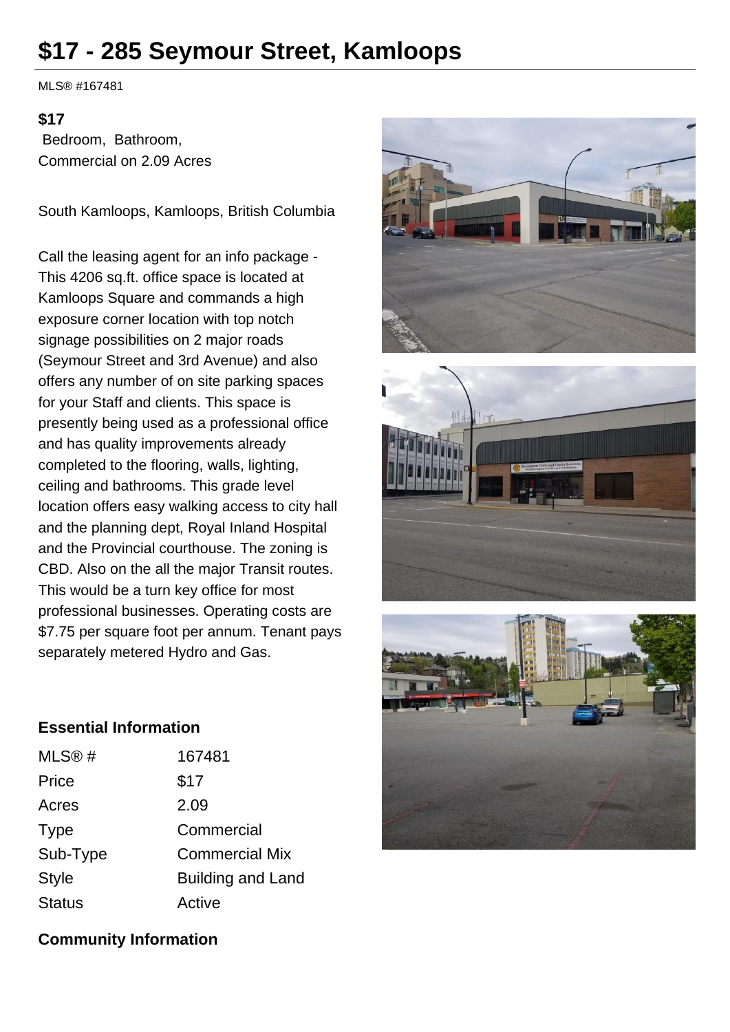# $17 - 285 Seymour Street, Kamloops

MLS® #167481

**$17**

Bedroom, Bathroom,
Commercial on 2.09 Acres

South Kamloops, Kamloops, British Columbia

Call the leasing agent for an info package - This 4206 sq.ft. office space is located at Kamloops Square and commands a high exposure corner location with top notch signage possibilities on 2 major roads (Seymour Street and 3rd Avenue) and also offers any number of on site parking spaces for your Staff and clients. This space is presently being used as a professional office and has quality improvements already completed to the flooring, walls, lighting, ceiling and bathrooms. This grade level location offers easy walking access to city hall and the planning dept, Royal Inland Hospital and the Provincial courthouse. The zoning is CBD. Also on the all the major Transit routes. This would be a turn key office for most professional businesses. Operating costs are $7.75 per square foot per annum. Tenant pays separately metered Hydro and Gas.

### Essential Information

| | |
|---|---|
| MLS® # | 167481 |
| Price | $17 |
| Acres | 2.09 |
| Type | Commercial |
| Sub-Type | Commercial Mix |
| Style | Building and Land |
| Status | Active |

### Community Information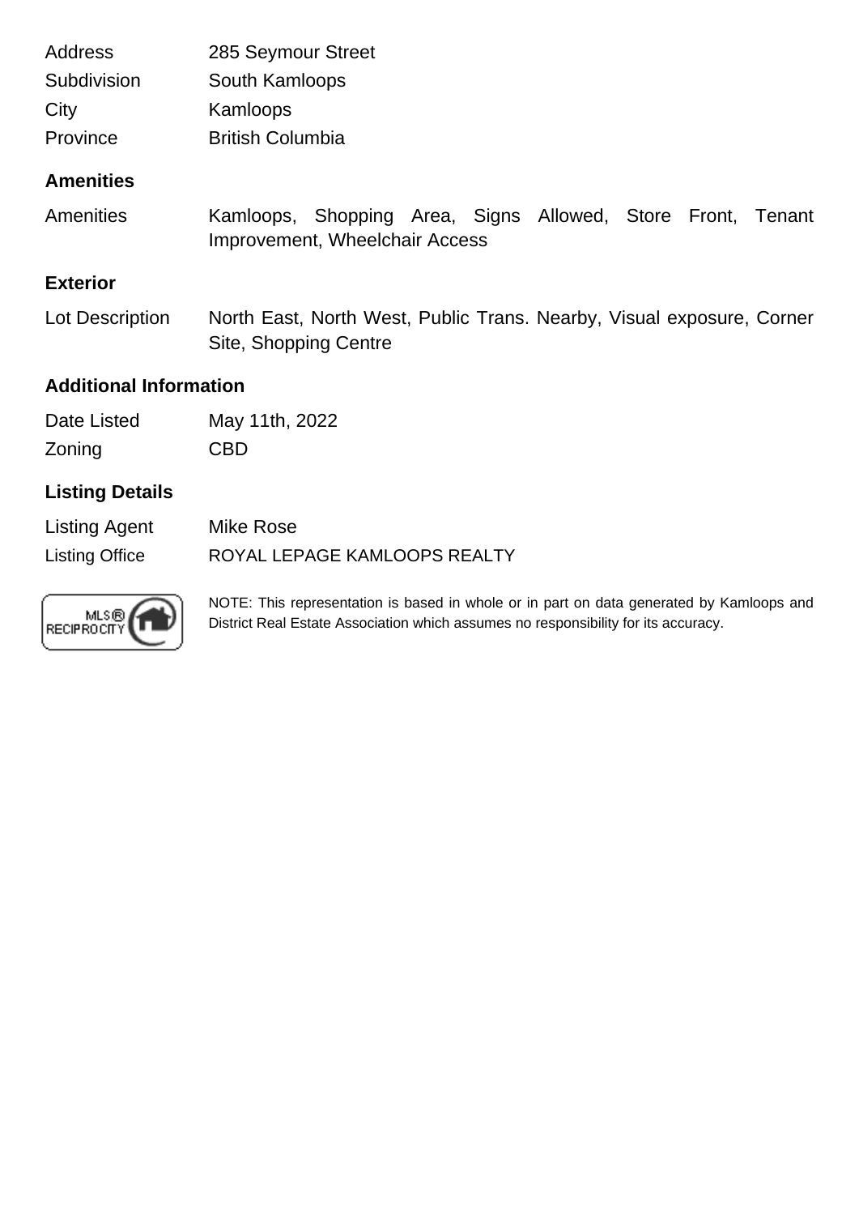| | |
|---|---|
| Address | 285 Seymour Street |
| Subdivision | South Kamloops |
| City | Kamloops |
| Province | British Columbia |

## Amenities

| | |
|---|---|
| Amenities | Kamloops, Shopping Area, Signs Allowed, Store Front, Tenant Improvement, Wheelchair Access |

## Exterior

| | |
|---|---|
| Lot Description | North East, North West, Public Trans. Nearby, Visual exposure, Corner Site, Shopping Centre |

## Additional Information

| | |
|---|---|
| Date Listed | May 11th, 2022 |
| Zoning | CBD |

## Listing Details

| | |
|---|---|
| Listing Agent | Mike Rose |
| Listing Office | ROYAL LEPAGE KAMLOOPS REALTY |

MLS® RECIPROCITY

NOTE: This representation is based in whole or in part on data generated by Kamloops and District Real Estate Association which assumes no responsibility for its accuracy.